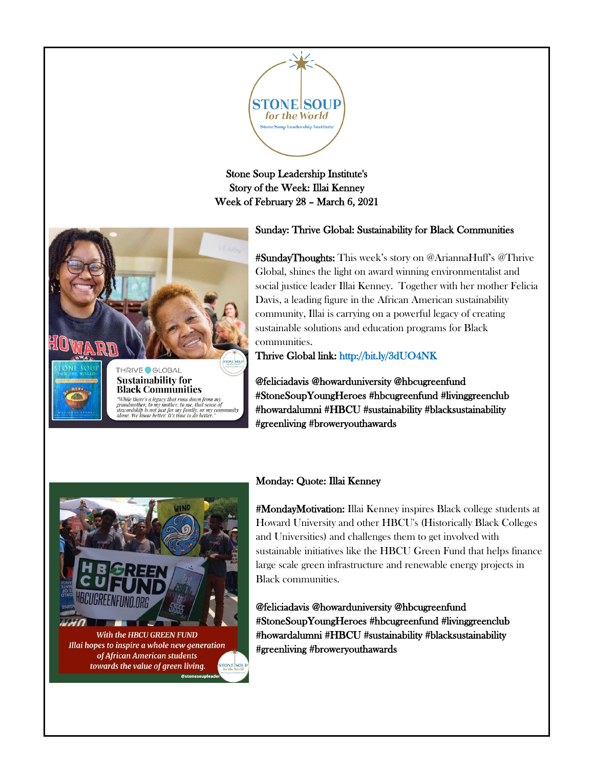Stone Soup Leadership Institute's
Story of the Week: Illai Kenney
Week of February 28 – March 6, 2021

## Sunday: Thrive Global: Sustainability for Black Communities

**#SundayThoughts:** This week's story on @AriannaHuff's @Thrive Global, shines the light on award winning environmentalist and social justice leader Illai Kenney. Together with her mother Felicia Davis, a leading figure in the African American sustainability community, Illai is carrying on a powerful legacy of creating sustainable solutions and education programs for Black communities.

Thrive Global link: http://bit.ly/3dUO4NK

@feliciadavis @howarduniversity @hbcugreenfund #StoneSoupYoungHeroes #hbcugreenfund #livinggreenclub #howardalumni #HBCU #sustainability #blacksustainability #greenliving #broweryouthawards

## Monday: Quote: Illai Kenney

**#MondayMotivation:** Illai Kenney inspires Black college students at Howard University and other HBCU's (Historically Black Colleges and Universities) and challenges them to get involved with sustainable initiatives like the HBCU Green Fund that helps finance large scale green infrastructure and renewable energy projects in Black communities.

@feliciadavis @howarduniversity @hbcugreenfund #StoneSoupYoungHeroes #hbcugreenfund #livinggreenclub #howardalumni #HBCU #sustainability #blacksustainability #greenliving #broweryouthawards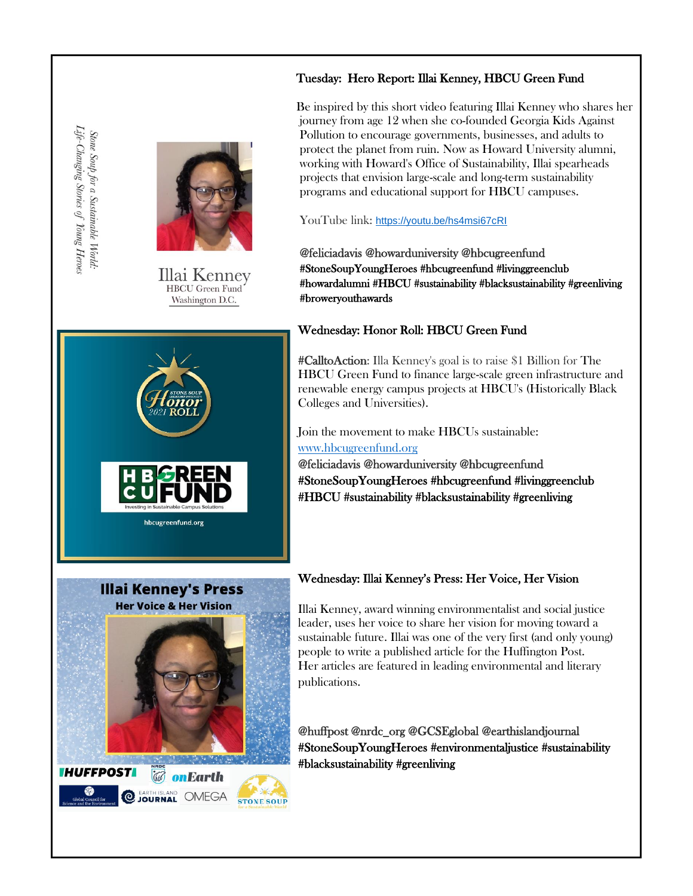*Stone Soup for a Sustainable World: Life-Changing Stories of Young Heroes*

Illai Kenney
HBCU Green Fund
Washington D.C.

## Tuesday: Hero Report: Illai Kenney, HBCU Green Fund

Be inspired by this short video featuring Illai Kenney who shares her journey from age 12 when she co-founded Georgia Kids Against Pollution to encourage governments, businesses, and adults to protect the planet from ruin. Now as Howard University alumni, working with Howard's Office of Sustainability, Illai spearheads projects that envision large-scale and long-term sustainability programs and educational support for HBCU campuses.

YouTube link: https://youtu.be/hs4msi67cRI

@feliciadavis @howarduniversity @hbcugreenfund #StoneSoupYoungHeroes #hbcugreenfund #livinggreenclub #howardalumni #HBCU #sustainability #blacksustainability #greenliving #broweryouthawards

## Wednesday: Honor Roll: HBCU Green Fund

STONE SOUP Honor 2021 ROLL

HBCU GREEN FUND
Investing in Sustainable Campus Solutions
hbcugreenfund.org

#CalltoAction: Illa Kenney's goal is to raise $1 Billion for The HBCU Green Fund to finance large-scale green infrastructure and renewable energy campus projects at HBCU's (Historically Black Colleges and Universities).

Join the movement to make HBCUs sustainable: www.hbcugreenfund.org

@feliciadavis @howarduniversity @hbcugreenfund #StoneSoupYoungHeroes #hbcugreenfund #livinggreenclub #HBCU #sustainability #blacksustainability #greenliving

## Wednesday: Illai Kenney's Press: Her Voice, Her Vision

**Illai Kenney's Press**
**Her Voice & Her Vision**

HUFFPOST | NRDC onEarth | Global Council for Science and the Environment | EARTH ISLAND JOURNAL | OMEGA | STONE SOUP for a Sustainable World

Illai Kenney, award winning environmentalist and social justice leader, uses her voice to share her vision for moving toward a sustainable future. Illai was one of the very first (and only young) people to write a published article for the Huffington Post. Her articles are featured in leading environmental and literary publications.

@huffpost @nrdc_org @GCSEglobal @earthislandjournal #StoneSoupYoungHeroes #environmentaljustice #sustainability #blacksustainability #greenliving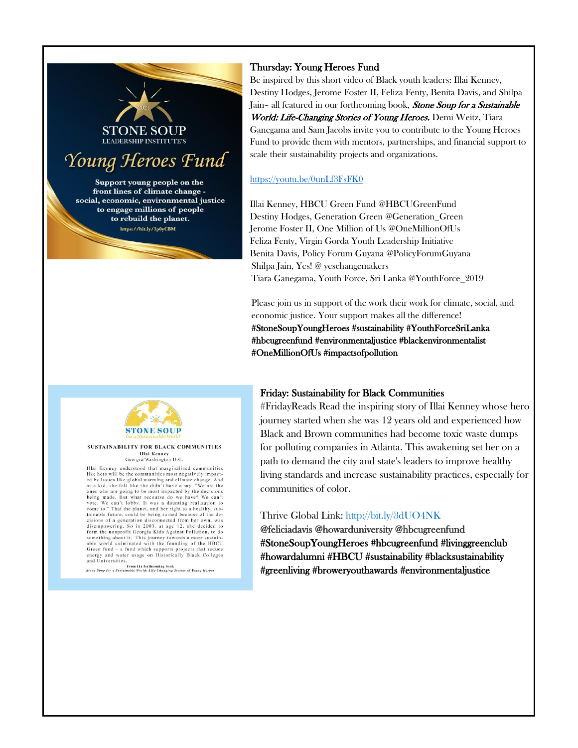**STONE SOUP**
LEADERSHIP INSTITUTE'S

*Young Heroes Fund*

**Support young people on the front lines of climate change - social, economic, environmental justice to engage millions of people to rebuild the planet.**

https://bit.ly/3p0yCBM

## Thursday: Young Heroes Fund

Be inspired by this short video of Black youth leaders: Illai Kenney, Destiny Hodges, Jerome Foster II, Feliza Fenty, Benita Davis, and Shilpa Jain– all featured in our forthcoming book, ***Stone Soup for a Sustainable World: Life-Changing Stories of Young Heroes.*** Demi Weitz, Tiara Ganegama and Sam Jacobs invite you to contribute to the Young Heroes Fund to provide them with mentors, partnerships, and financial support to scale their sustainability projects and organizations.

https://youtu.be/0unLf3FsFK0

Illai Kenney, HBCU Green Fund @HBCUGreenFund
Destiny Hodges, Generation Green @Generation_Green
Jerome Foster II, One Million of Us @OneMillionOfUs
Feliza Fenty, Virgin Gorda Youth Leadership Initiative
Benita Davis, Policy Forum Guyana @PolicyForumGuyana
Shilpa Jain, Yes! @ yeschangemakers
Tiara Ganegama, Youth Force, Sri Lanka @YouthForce_2019

Please join us in support of the work their work for climate, social, and economic justice. Your support makes all the difference!
**#StoneSoupYoungHeroes #sustainability #YouthForceSriLanka #hbcugreenfund #environmentaljustice #blackenvironmentalist #OneMillionOfUs #impactsofpollution**

**STONE SOUP**
*for a Sustainable World*

**SUSTAINABILITY FOR BLACK COMMUNITIES**
**Illai Kenney**
Georgia/Washington D.C.

Illai Kenney understood that marginalized communities like hers will be the communities most negatively impacted by issues like global warming and climate change. And as a kid, she felt like she didn't have a say. "We are the ones who are going to be most impacted by the decisions being made. But what recourse do we have? We can't vote. We can't lobby. It was a daunting realization to come to." That the planet, and her right to a healthy, sustainable future, could be being ruined because of the decisions of a generation disconnected from her own, was disempowering. So in 2003, at age 12, she decided to form the nonprofit Georgia Kids Against Pollution, to do something about it. This journey towards a more sustainable world culminated with the founding of the HBCU Green fund – a fund which supports projects that reduce energy and water usage on Historically Black Colleges and Universities.

From the forthcoming book
*Stone Soup for a Sustainable World: Life-Changing Stories of Young Heroes*

## Friday: Sustainability for Black Communities

#FridayReads Read the inspiring story of Illai Kenney whose hero journey started when she was 12 years old and experienced how Black and Brown communities had become toxic waste dumps for polluting companies in Atlanta. This awakening set her on a path to demand the city and state's leaders to improve healthy living standards and increase sustainability practices, especially for communities of color.

Thrive Global Link: http://bit.ly/3dUO4NK
**@feliciadavis @howarduniversity @hbcugreenfund #StoneSoupYoungHeroes #hbcugreenfund #livinggreenclub #howardalumni #HBCU #sustainability #blacksustainability #greenliving #broweryouthawards #environmentaljustice**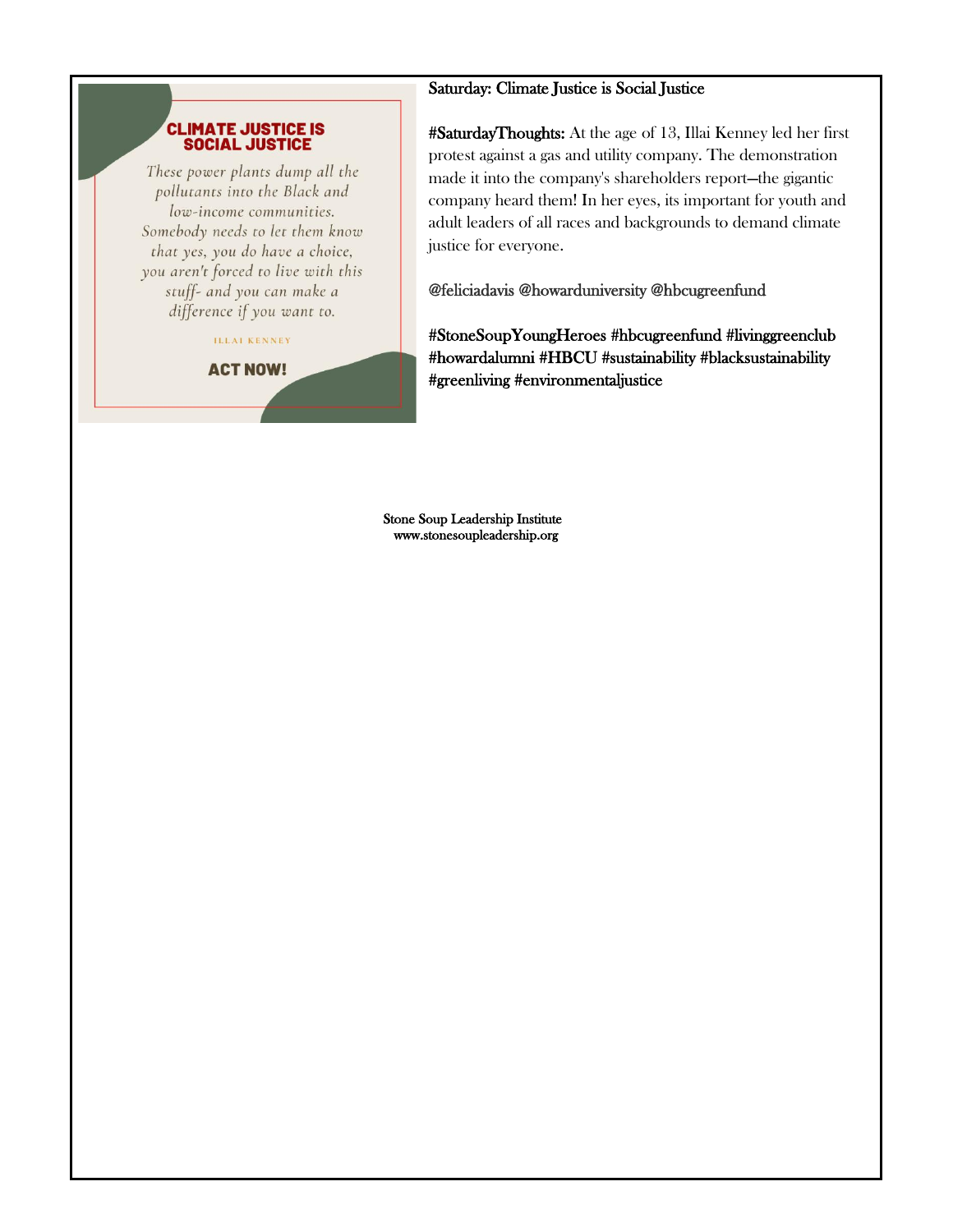**CLIMATE JUSTICE IS SOCIAL JUSTICE**

*These power plants dump all the pollutants into the Black and low-income communities. Somebody needs to let them know that yes, you do have a choice, you aren't forced to live with this stuff- and you can make a difference if you want to.*

ILLAI KENNEY

**ACT NOW!**

Saturday: Climate Justice is Social Justice

**#SaturdayThoughts:** At the age of 13, Illai Kenney led her first protest against a gas and utility company. The demonstration made it into the company's shareholders report—the gigantic company heard them! In her eyes, its important for youth and adult leaders of all races and backgrounds to demand climate justice for everyone.

@feliciadavis @howarduniversity @hbcugreenfund

#StoneSoupYoungHeroes #hbcugreenfund #livinggreenclub #howardalumni #HBCU #sustainability #blacksustainability #greenliving #environmentaljustice

Stone Soup Leadership Institute
www.stonesoupleadership.org